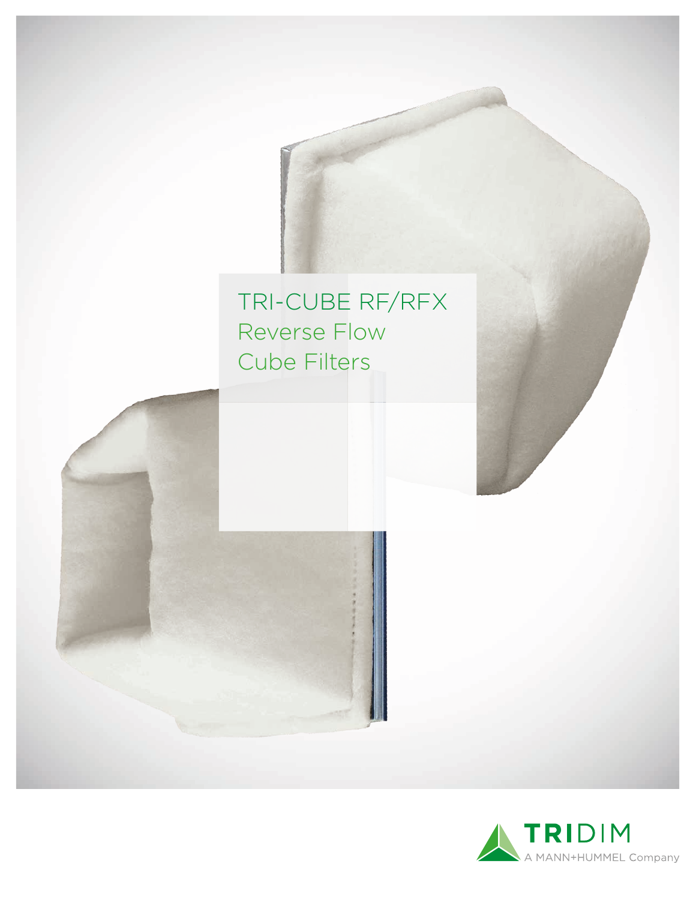# TRI-CUBE RF/RFX

## Reverse Flow Cube Filters

TRIDIM

A MANN+HUMMEL Company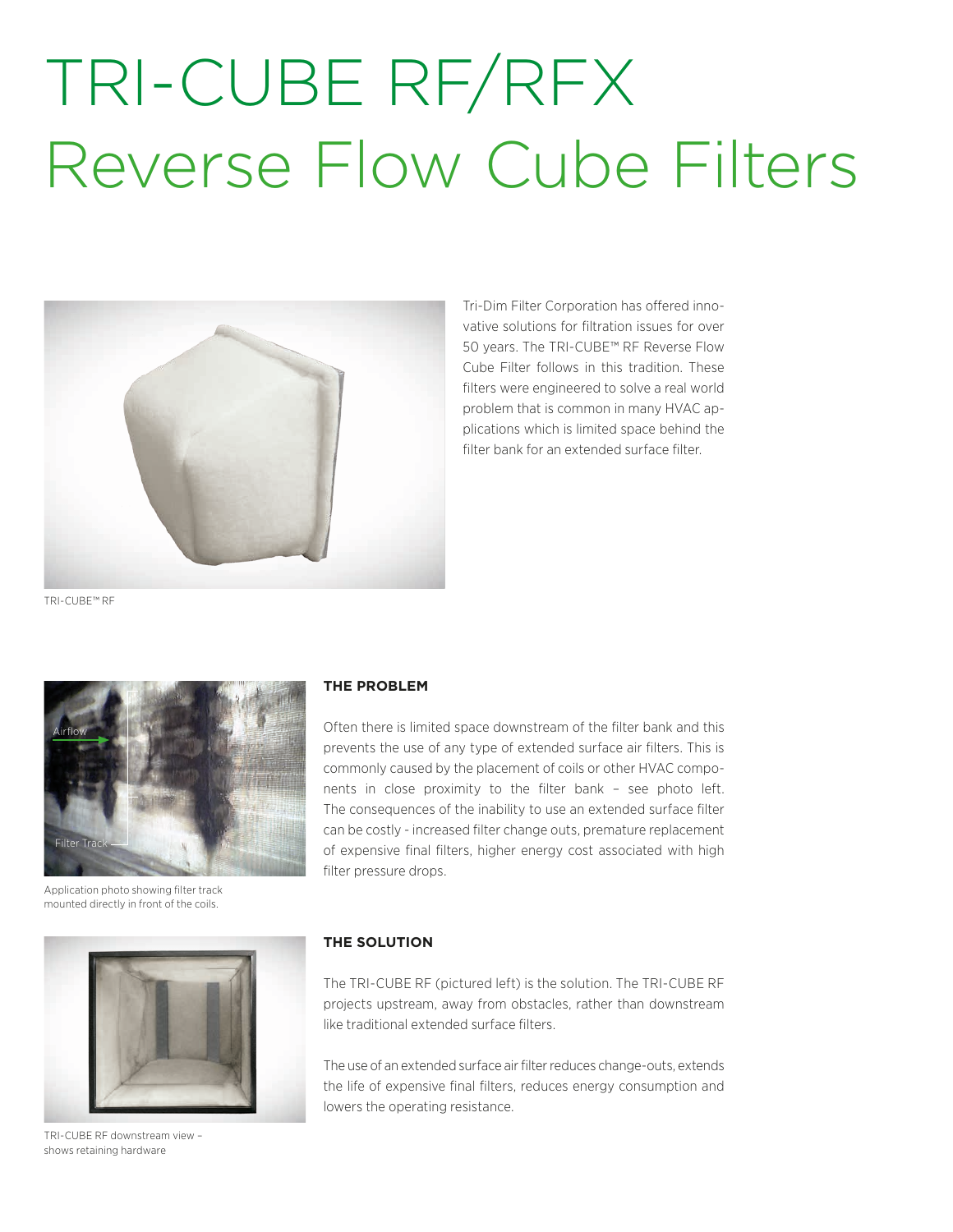# TRI-CUBE RF/RFX
# Reverse Flow Cube Filters

TRI-CUBE™ RF

Tri-Dim Filter Corporation has offered innovative solutions for filtration issues for over 50 years. The TRI-CUBE™ RF Reverse Flow Cube Filter follows in this tradition. These filters were engineered to solve a real world problem that is common in many HVAC applications which is limited space behind the filter bank for an extended surface filter.

Airflow

Filter Track

Application photo showing filter track mounted directly in front of the coils.

**THE PROBLEM**

Often there is limited space downstream of the filter bank and this prevents the use of any type of extended surface air filters. This is commonly caused by the placement of coils or other HVAC components in close proximity to the filter bank – see photo left. The consequences of the inability to use an extended surface filter can be costly - increased filter change outs, premature replacement of expensive final filters, higher energy cost associated with high filter pressure drops.

TRI-CUBE RF downstream view – shows retaining hardware

**THE SOLUTION**

The TRI-CUBE RF (pictured left) is the solution. The TRI-CUBE RF projects upstream, away from obstacles, rather than downstream like traditional extended surface filters.

The use of an extended surface air filter reduces change-outs, extends the life of expensive final filters, reduces energy consumption and lowers the operating resistance.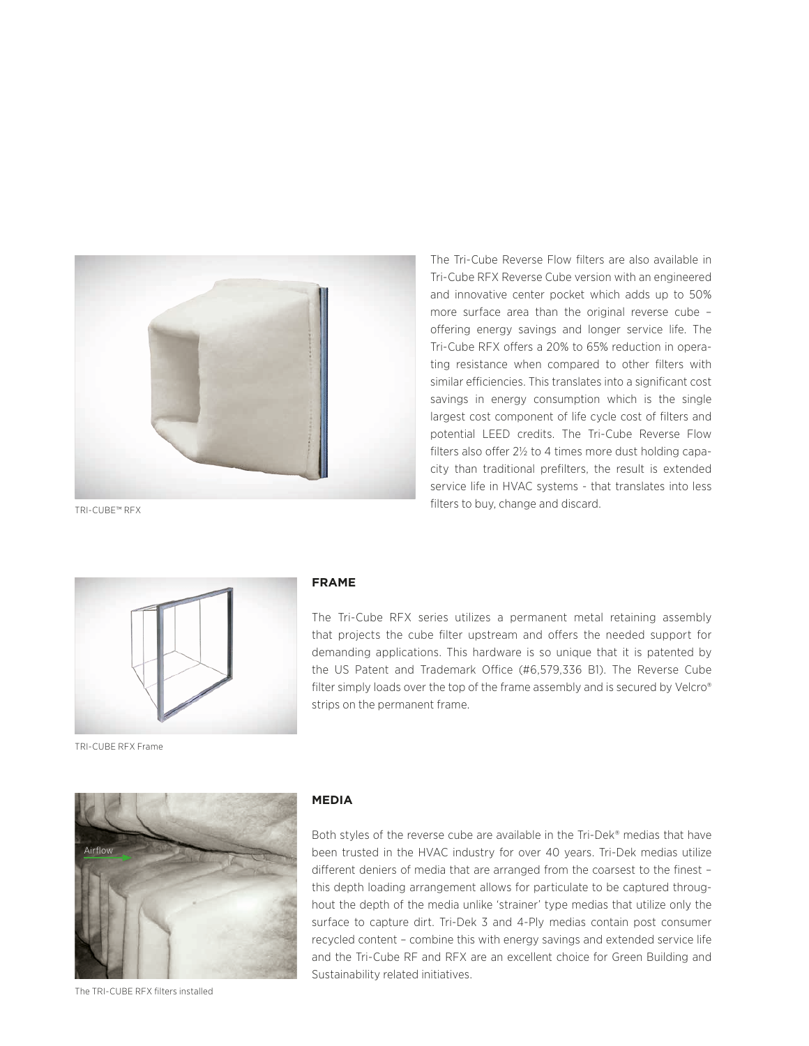The Tri-Cube Reverse Flow filters are also available in Tri-Cube RFX Reverse Cube version with an engineered and innovative center pocket which adds up to 50% more surface area than the original reverse cube – offering energy savings and longer service life. The Tri-Cube RFX offers a 20% to 65% reduction in operating resistance when compared to other filters with similar efficiencies. This translates into a significant cost savings in energy consumption which is the single largest cost component of life cycle cost of filters and potential LEED credits. The Tri-Cube Reverse Flow filters also offer 2½ to 4 times more dust holding capacity than traditional prefilters, the result is extended service life in HVAC systems - that translates into less filters to buy, change and discard.

TRI-CUBE™ RFX

## FRAME

The Tri-Cube RFX series utilizes a permanent metal retaining assembly that projects the cube filter upstream and offers the needed support for demanding applications. This hardware is so unique that it is patented by the US Patent and Trademark Office (#6,579,336 B1). The Reverse Cube filter simply loads over the top of the frame assembly and is secured by Velcro® strips on the permanent frame.

TRI-CUBE RFX Frame

## MEDIA

Both styles of the reverse cube are available in the Tri-Dek® medias that have been trusted in the HVAC industry for over 40 years. Tri-Dek medias utilize different deniers of media that are arranged from the coarsest to the finest – this depth loading arrangement allows for particulate to be captured throughout the depth of the media unlike 'strainer' type medias that utilize only the surface to capture dirt. Tri-Dek 3 and 4-Ply medias contain post consumer recycled content – combine this with energy savings and extended service life and the Tri-Cube RF and RFX are an excellent choice for Green Building and Sustainability related initiatives.

Airflow

The TRI-CUBE RFX filters installed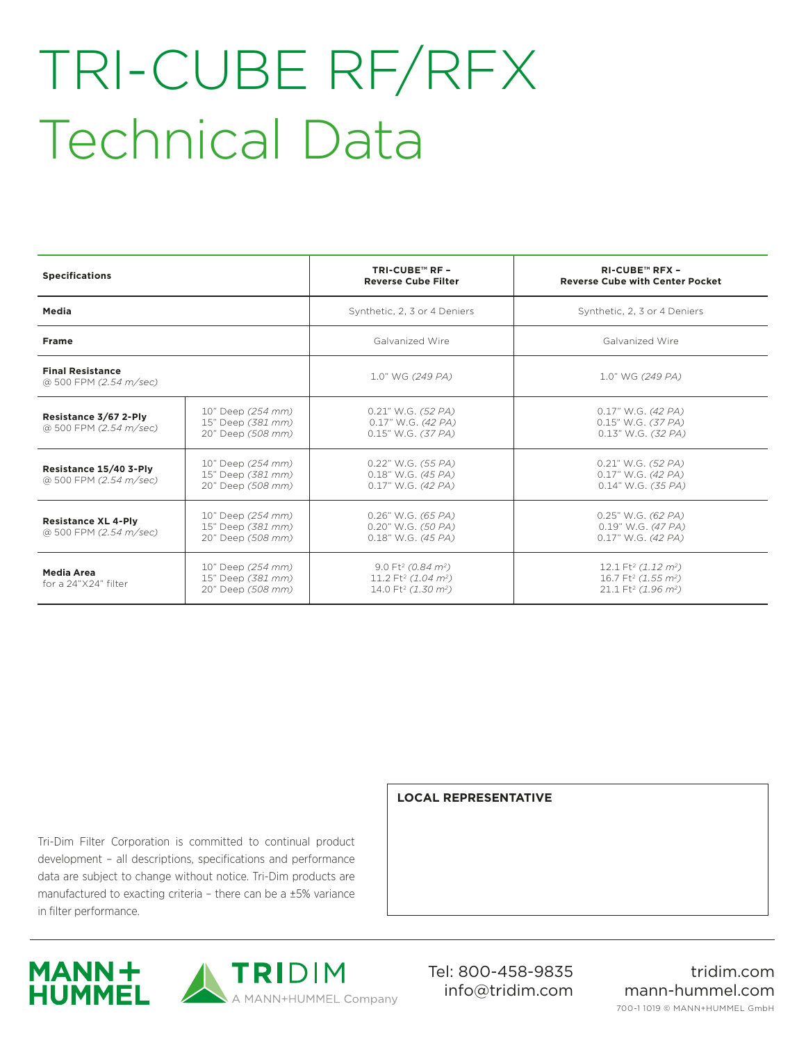# TRI-CUBE RF/RFX Technical Data

| Specifications | | TRI-CUBE™ RF – Reverse Cube Filter | RI-CUBE™ RFX – Reverse Cube with Center Pocket |
|---|---|---|---|
| **Media** | | Synthetic, 2, 3 or 4 Deniers | Synthetic, 2, 3 or 4 Deniers |
| **Frame** | | Galvanized Wire | Galvanized Wire |
| **Final Resistance** @ 500 FPM *(2.54 m/sec)* | | 1.0" WG *(249 PA)* | 1.0" WG *(249 PA)* |
| **Resistance 3/67 2-Ply** @ 500 FPM *(2.54 m/sec)* | 10" Deep *(254 mm)*<br>15" Deep *(381 mm)*<br>20" Deep *(508 mm)* | 0.21" W.G. *(52 PA)*<br>0.17" W.G. *(42 PA)*<br>0.15" W.G. *(37 PA)* | 0.17" W.G. *(42 PA)*<br>0.15" W.G. *(37 PA)*<br>0.13" W.G. *(32 PA)* |
| **Resistance 15/40 3-Ply** @ 500 FPM *(2.54 m/sec)* | 10" Deep *(254 mm)*<br>15" Deep *(381 mm)*<br>20" Deep *(508 mm)* | 0.22" W.G. *(55 PA)*<br>0.18" W.G. *(45 PA)*<br>0.17" W.G. *(42 PA)* | 0.21" W.G. *(52 PA)*<br>0.17" W.G. *(42 PA)*<br>0.14" W.G. *(35 PA)* |
| **Resistance XL 4-Ply** @ 500 FPM *(2.54 m/sec)* | 10" Deep *(254 mm)*<br>15" Deep *(381 mm)*<br>20" Deep *(508 mm)* | 0.26" W.G. *(65 PA)*<br>0.20" W.G. *(50 PA)*<br>0.18" W.G. *(45 PA)* | 0.25" W.G. *(62 PA)*<br>0.19" W.G. *(47 PA)*<br>0.17" W.G. *(42 PA)* |
| **Media Area** for a 24"X24" filter | 10" Deep *(254 mm)*<br>15" Deep *(381 mm)*<br>20" Deep *(508 mm)* | 9.0 $Ft^2$ *(0.84 $m^2$)*<br>11.2 $Ft^2$ *(1.04 $m^2$)*<br>14.0 $Ft^2$ *(1.30 $m^2$)* | 12.1 $Ft^2$ *(1.12 $m^2$)*<br>16.7 $Ft^2$ *(1.55 $m^2$)*<br>21.1 $Ft^2$ *(1.96 $m^2$)* |

Tri-Dim Filter Corporation is committed to continual product development – all descriptions, specifications and performance data are subject to change without notice. Tri-Dim products are manufactured to exacting criteria – there can be a ±5% variance in filter performance.

**LOCAL REPRESENTATIVE**

MANN+HUMMEL

TRIDIM A MANN+HUMMEL Company

Tel: 800-458-9835
info@tridim.com

tridim.com
mann-hummel.com

700-1 1019 © MANN+HUMMEL GmbH